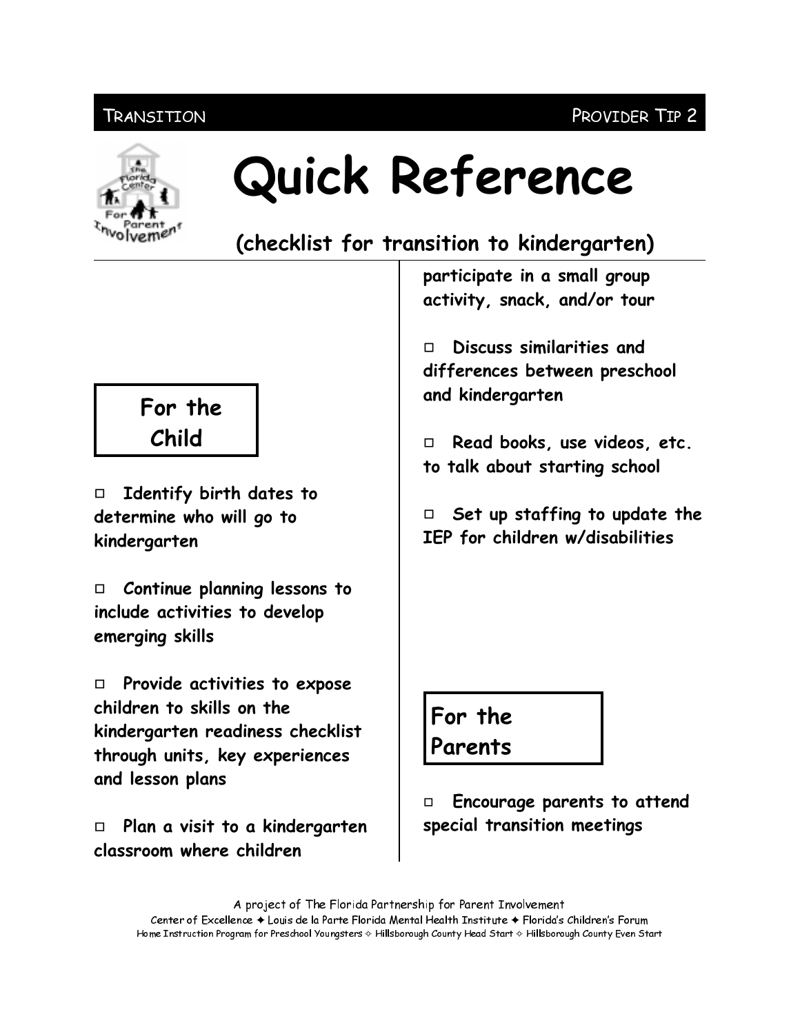TRANSITION PROVIDER TIP 2

# Quick Reference

## (checklist for transition to kindergarten)

### For the Child

- ☐ Identify birth dates to determine who will go to kindergarten
- ☐ Continue planning lessons to include activities to develop emerging skills
- ☐ Provide activities to expose children to skills on the kindergarten readiness checklist through units, key experiences and lesson plans
- ☐ Plan a visit to a kindergarten classroom where children participate in a small group activity, snack, and/or tour
- ☐ Discuss similarities and differences between preschool and kindergarten
- ☐ Read books, use videos, etc. to talk about starting school
- ☐ Set up staffing to update the IEP for children w/disabilities

### For the Parents

- ☐ Encourage parents to attend special transition meetings

A project of The Florida Partnership for Parent Involvement
Center of Excellence ✦ Louis de la Parte Florida Mental Health Institute ✦ Florida's Children's Forum
Home Instruction Program for Preschool Youngsters ✧ Hillsborough County Head Start ✧ Hillsborough County Even Start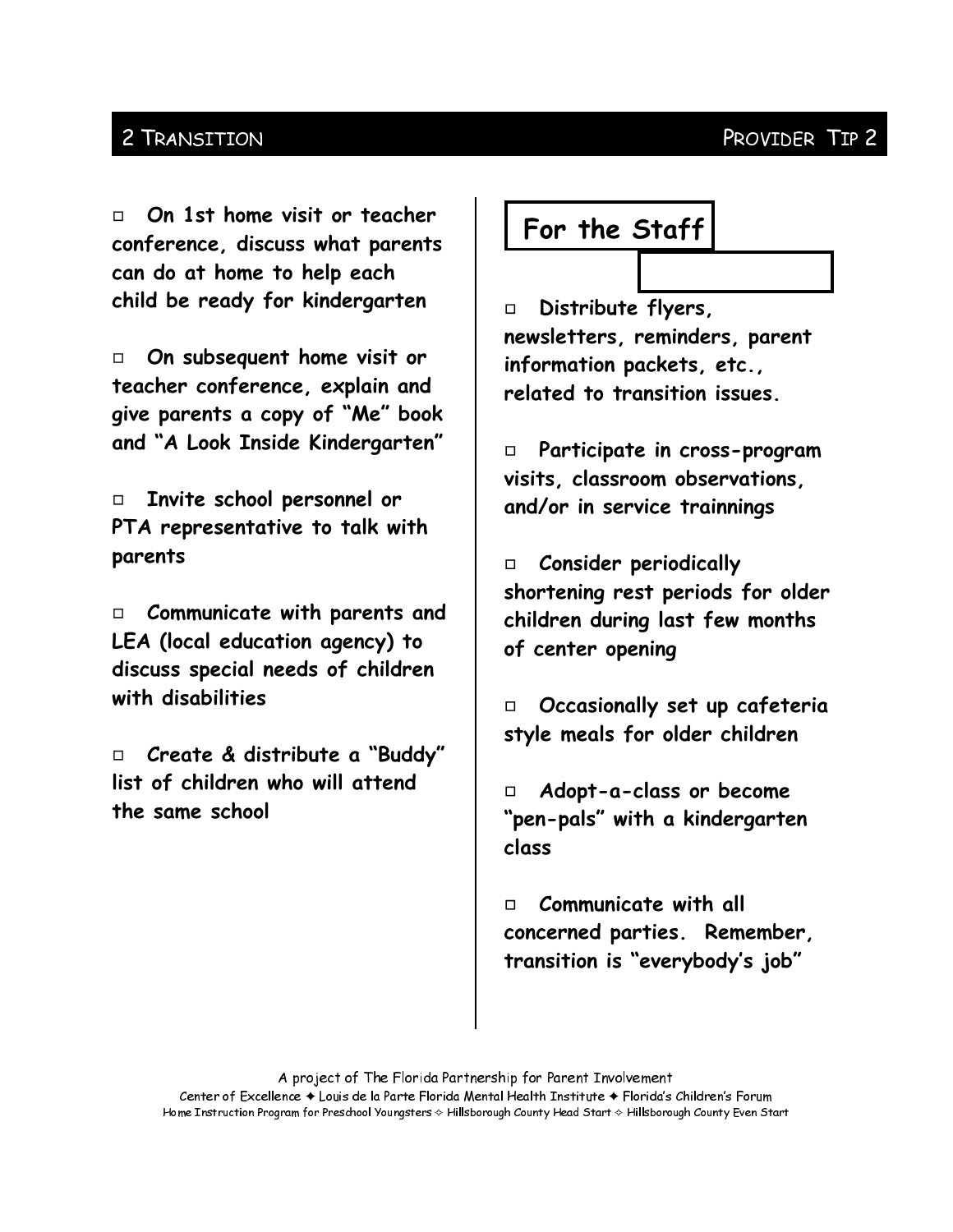## 2 Transition — Provider Tip 2

- **On 1st home visit or teacher conference, discuss what parents can do at home to help each child be ready for kindergarten**
- **On subsequent home visit or teacher conference, explain and give parents a copy of "Me" book and "A Look Inside Kindergarten"**
- **Invite school personnel or PTA representative to talk with parents**
- **Communicate with parents and LEA (local education agency) to discuss special needs of children with disabilities**
- **Create & distribute a "Buddy" list of children who will attend the same school**

### For the Staff

- **Distribute flyers, newsletters, reminders, parent information packets, etc., related to transition issues.**
- **Participate in cross-program visits, classroom observations, and/or in service trainnings**
- **Consider periodically shortening rest periods for older children during last few months of center opening**
- **Occasionally set up cafeteria style meals for older children**
- **Adopt-a-class or become "pen-pals" with a kindergarten class**
- **Communicate with all concerned parties. Remember, transition is "everybody's job"**

A project of The Florida Partnership for Parent Involvement
Center of Excellence ✦ Louis de la Parte Florida Mental Health Institute ✦ Florida's Children's Forum
Home Instruction Program for Preschool Youngsters ✧ Hillsborough County Head Start ✧ Hillsborough County Even Start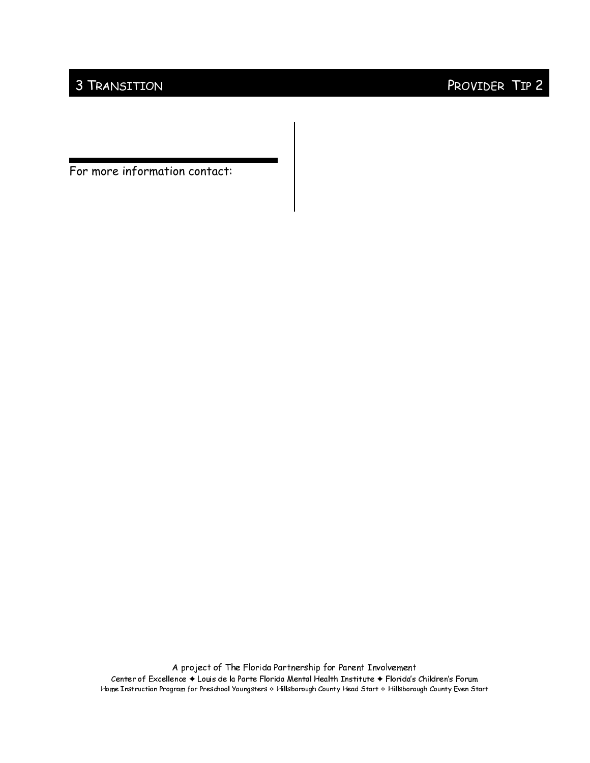For more information contact: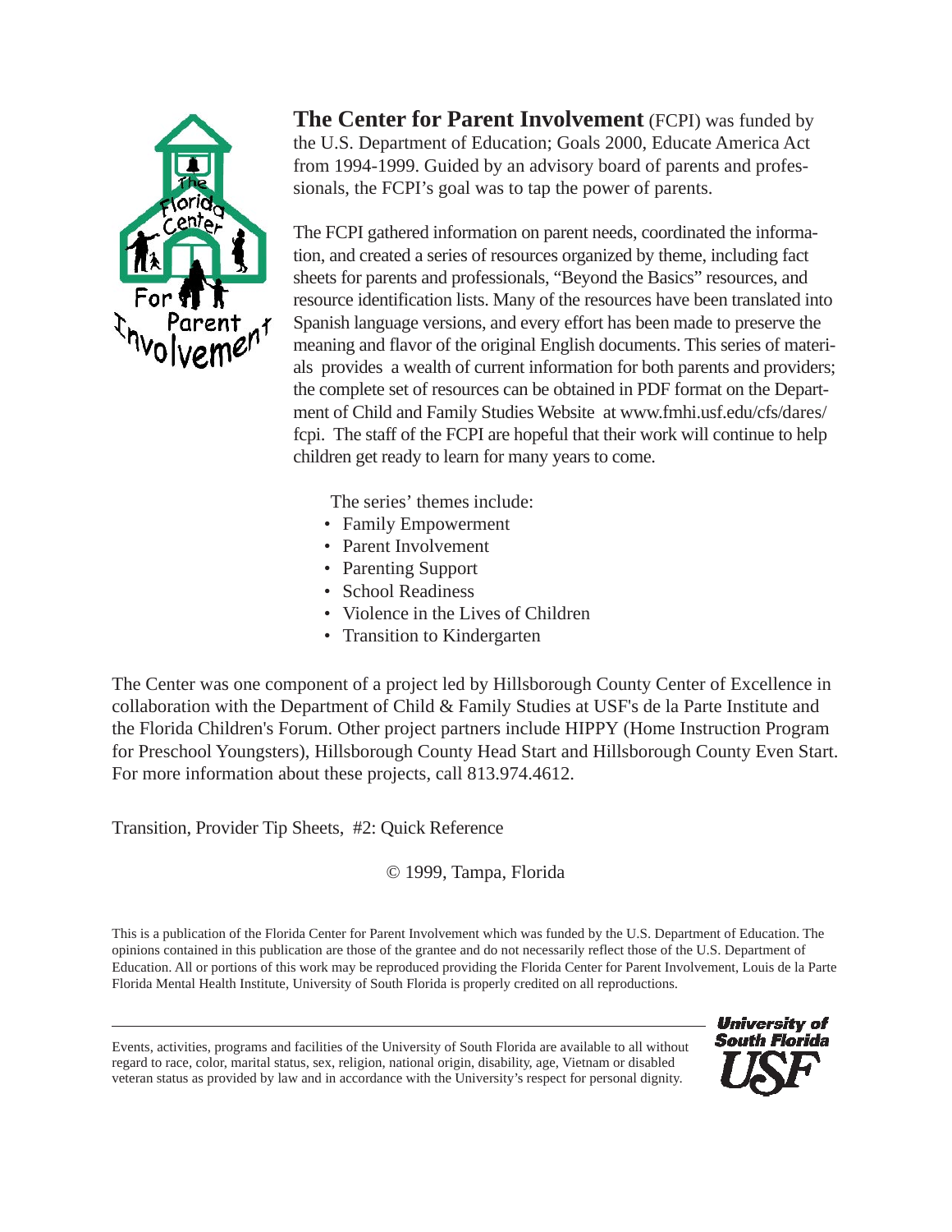**The Center for Parent Involvement** (FCPI) was funded by the U.S. Department of Education; Goals 2000, Educate America Act from 1994-1999. Guided by an advisory board of parents and professionals, the FCPI's goal was to tap the power of parents.

The FCPI gathered information on parent needs, coordinated the information, and created a series of resources organized by theme, including fact sheets for parents and professionals, "Beyond the Basics" resources, and resource identification lists. Many of the resources have been translated into Spanish language versions, and every effort has been made to preserve the meaning and flavor of the original English documents. This series of materials provides a wealth of current information for both parents and providers; the complete set of resources can be obtained in PDF format on the Department of Child and Family Studies Website at www.fmhi.usf.edu/cfs/dares/fcpi. The staff of the FCPI are hopeful that their work will continue to help children get ready to learn for many years to come.

The series' themes include:

- Family Empowerment
- Parent Involvement
- Parenting Support
- School Readiness
- Violence in the Lives of Children
- Transition to Kindergarten

The Center was one component of a project led by Hillsborough County Center of Excellence in collaboration with the Department of Child & Family Studies at USF's de la Parte Institute and the Florida Children's Forum. Other project partners include HIPPY (Home Instruction Program for Preschool Youngsters), Hillsborough County Head Start and Hillsborough County Even Start. For more information about these projects, call 813.974.4612.

Transition, Provider Tip Sheets, #2: Quick Reference

© 1999, Tampa, Florida

This is a publication of the Florida Center for Parent Involvement which was funded by the U.S. Department of Education. The opinions contained in this publication are those of the grantee and do not necessarily reflect those of the U.S. Department of Education. All or portions of this work may be reproduced providing the Florida Center for Parent Involvement, Louis de la Parte Florida Mental Health Institute, University of South Florida is properly credited on all reproductions.

---

Events, activities, programs and facilities of the University of South Florida are available to all without regard to race, color, marital status, sex, religion, national origin, disability, age, Vietnam or disabled veteran status as provided by law and in accordance with the University's respect for personal dignity.

University of South Florida
USF